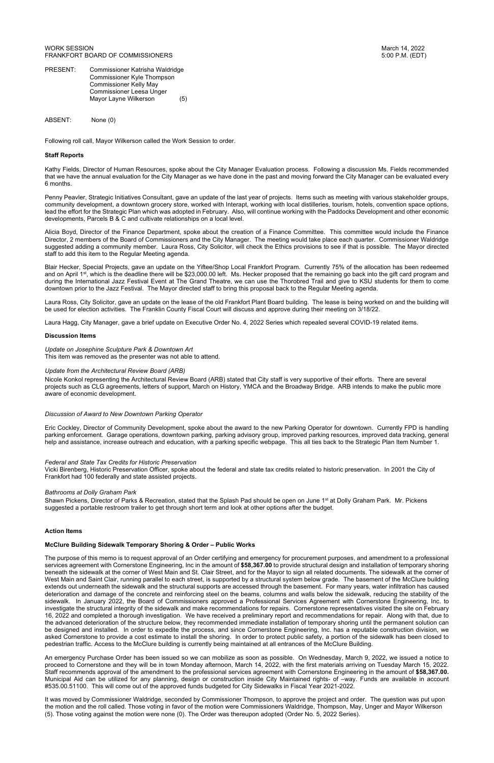WORK SESSION
FRANKFORT BOARD OF COMMISSIONERS

March 14, 2022
5:00 P.M. (EDT)

PRESENT: Commissioner Katrisha Waldridge
Commissioner Kyle Thompson
Commissioner Kelly May
Commissioner Leesa Unger
Mayor Layne Wilkerson (5)

ABSENT: None (0)

Following roll call, Mayor Wilkerson called the Work Session to order.

**Staff Reports**

Kathy Fields, Director of Human Resources, spoke about the City Manager Evaluation process. Following a discussion Ms. Fields recommended that we have the annual evaluation for the City Manager as we have done in the past and moving forward the City Manager can be evaluated every 6 months.

Penny Peavler, Strategic Initiatives Consultant, gave an update of the last year of projects. Items such as meeting with various stakeholder groups, community development, a downtown grocery store, worked with Interapt, working with local distilleries, tourism, hotels, convention space options, lead the effort for the Strategic Plan which was adopted in February. Also, will continue working with the Paddocks Development and other economic developments, Parcels B & C and cultivate relationships on a local level.

Alicia Boyd, Director of the Finance Department, spoke about the creation of a Finance Committee. This committee would include the Finance Director, 2 members of the Board of Commissioners and the City Manager. The meeting would take place each quarter. Commissioner Waldridge suggested adding a community member. Laura Ross, City Solicitor, will check the Ethics provisions to see if that is possible. The Mayor directed staff to add this item to the Regular Meeting agenda.

Blair Hecker, Special Projects, gave an update on the Yiftee/Shop Local Frankfort Program. Currently 75% of the allocation has been redeemed and on April 1st, which is the deadline there will be $23,000.00 left. Ms. Hecker proposed that the remaining go back into the gift card program and during the International Jazz Festival Event at The Grand Theatre, we can use the Thorobred Trail and give to KSU students for them to come downtown prior to the Jazz Festival. The Mayor directed staff to bring this proposal back to the Regular Meeting agenda.

Laura Ross, City Solicitor, gave an update on the lease of the old Frankfort Plant Board building. The lease is being worked on and the building will be used for election activities. The Franklin County Fiscal Court will discuss and approve during their meeting on 3/18/22.

Laura Hagg, City Manager, gave a brief update on Executive Order No. 4, 2022 Series which repealed several COVID-19 related items.

**Discussion Items**

*Update on Josephine Sculpture Park & Downtown Art*
This item was removed as the presenter was not able to attend.

*Update from the Architectural Review Board (ARB)*
Nicole Konkol representing the Architectural Review Board (ARB) stated that City staff is very supportive of their efforts. There are several projects such as CLG agreements, letters of support, March on History, YMCA and the Broadway Bridge. ARB intends to make the public more aware of economic development.

*Discussion of Award to New Downtown Parking Operator*

Eric Cockley, Director of Community Development, spoke about the award to the new Parking Operator for downtown. Currently FPD is handling parking enforcement. Garage operations, downtown parking, parking advisory group, improved parking resources, improved data tracking, general help and assistance, increase outreach and education, with a parking specific webpage. This all ties back to the Strategic Plan Item Number 1.

*Federal and State Tax Credits for Historic Preservation*
Vicki Birenberg, Historic Preservation Officer, spoke about the federal and state tax credits related to historic preservation. In 2001 the City of Frankfort had 100 federally and state assisted projects.

*Bathrooms at Dolly Graham Park*
Shawn Pickens, Director of Parks & Recreation, stated that the Splash Pad should be open on June 1st at Dolly Graham Park. Mr. Pickens suggested a portable restroom trailer to get through short term and look at other options after the budget.

**Action Items**

**McClure Building Sidewalk Temporary Shoring & Order – Public Works**

The purpose of this memo is to request approval of an Order certifying and emergency for procurement purposes, and amendment to a professional services agreement with Cornerstone Engineering, Inc in the amount of **$58,367.00** to provide structural design and installation of temporary shoring beneath the sidewalk at the corner of West Main and St. Clair Street, and for the Mayor to sign all related documents. The sidewalk at the corner of West Main and Saint Clair, running parallel to each street, is supported by a structural system below grade. The basement of the McClure building extends out underneath the sidewalk and the structural supports are accessed through the basement. For many years, water infiltration has caused deterioration and damage of the concrete and reinforcing steel on the beams, columns and walls below the sidewalk, reducing the stability of the sidewalk. In January 2022, the Board of Commissioners approved a Professional Services Agreement with Cornerstone Engineering, Inc. to investigate the structural integrity of the sidewalk and make recommendations for repairs. Cornerstone representatives visited the site on February 16, 2022 and completed a thorough investigation. We have received a preliminary report and recommendations for repair. Along with that, due to the advanced deterioration of the structure below, they recommended immediate installation of temporary shoring until the permanent solution can be designed and installed. In order to expedite the process, and since Cornerstone Engineering, Inc. has a reputable construction division, we asked Cornerstone to provide a cost estimate to install the shoring. In order to protect public safety, a portion of the sidewalk has been closed to pedestrian traffic. Access to the McClure building is currently being maintained at all entrances of the McClure Building.

An emergency Purchase Order has been issued so we can mobilize as soon as possible. On Wednesday, March 9, 2022, we issued a notice to proceed to Cornerstone and they will be in town Monday afternoon, March 14, 2022, with the first materials arriving on Tuesday March 15, 2022. Staff recommends approval of the amendment to the professional services agreement with Cornerstone Engineering in the amount of **$58,367.00.** Municipal Aid can be utilized for any planning, design or construction inside City Maintained rights- of –way. Funds are available in account #535.00.51100. This will come out of the approved funds budgeted for City Sidewalks in Fiscal Year 2021-2022.

It was moved by Commissioner Waldridge, seconded by Commissioner Thompson, to approve the project and order. The question was put upon the motion and the roll called. Those voting in favor of the motion were Commissioners Waldridge, Thompson, May, Unger and Mayor Wilkerson (5). Those voting against the motion were none (0). The Order was thereupon adopted (Order No. 5, 2022 Series).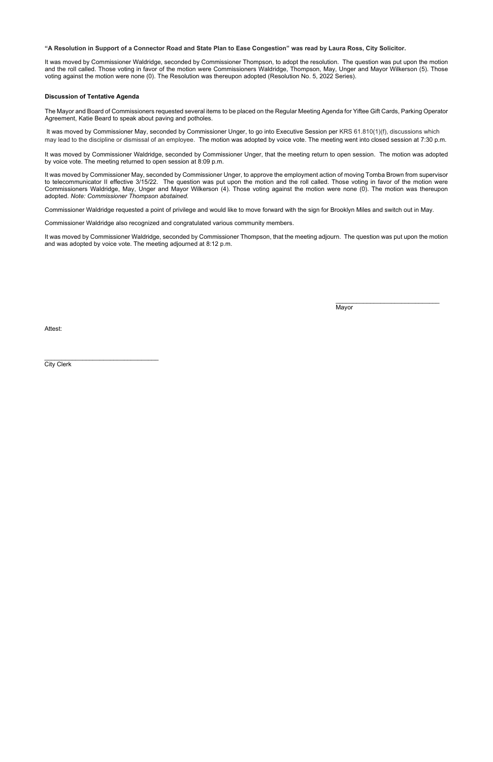**"A Resolution in Support of a Connector Road and State Plan to Ease Congestion" was read by Laura Ross, City Solicitor.**

It was moved by Commissioner Waldridge, seconded by Commissioner Thompson, to adopt the resolution. The question was put upon the motion and the roll called. Those voting in favor of the motion were Commissioners Waldridge, Thompson, May, Unger and Mayor Wilkerson (5). Those voting against the motion were none (0). The Resolution was thereupon adopted (Resolution No. 5, 2022 Series).

**Discussion of Tentative Agenda**

The Mayor and Board of Commissioners requested several items to be placed on the Regular Meeting Agenda for Yiftee Gift Cards, Parking Operator Agreement, Katie Beard to speak about paving and potholes.

It was moved by Commissioner May, seconded by Commissioner Unger, to go into Executive Session per KRS 61.810(1)(f), discussions which may lead to the discipline or dismissal of an employee. The motion was adopted by voice vote. The meeting went into closed session at 7:30 p.m.

It was moved by Commissioner Waldridge, seconded by Commissioner Unger, that the meeting return to open session. The motion was adopted by voice vote. The meeting returned to open session at 8:09 p.m.

It was moved by Commissioner May, seconded by Commissioner Unger, to approve the employment action of moving Tomba Brown from supervisor to telecommunicator II effective 3/15/22. The question was put upon the motion and the roll called. Those voting in favor of the motion were Commissioners Waldridge, May, Unger and Mayor Wilkerson (4). Those voting against the motion were none (0). The motion was thereupon adopted. *Note: Commissioner Thompson abstained.*

Commissioner Waldridge requested a point of privilege and would like to move forward with the sign for Brooklyn Miles and switch out in May.

Commissioner Waldridge also recognized and congratulated various community members.

It was moved by Commissioner Waldridge, seconded by Commissioner Thompson, that the meeting adjourn. The question was put upon the motion and was adopted by voice vote. The meeting adjourned at 8:12 p.m.

\_\_\_\_\_\_\_\_\_\_\_\_\_\_\_\_\_\_\_\_\_\_\_\_\_\_\_\_\_\_
Mayor

Attest:

\_\_\_\_\_\_\_\_\_\_\_\_\_\_\_\_\_\_\_\_\_\_\_\_\_\_\_\_\_\_\_\_\_\_
City Clerk